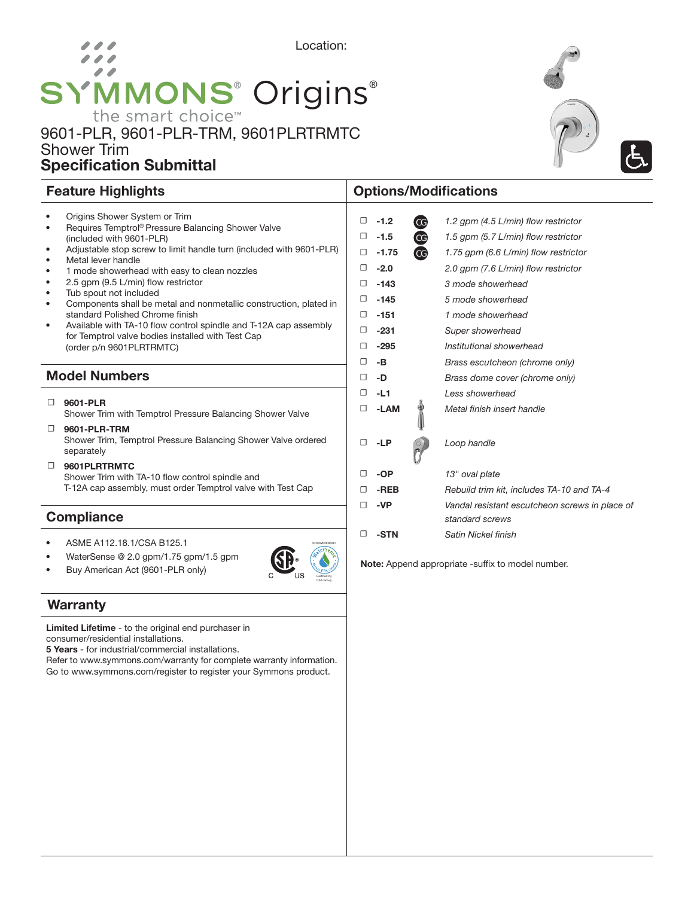Location:

# SYMMONS® Origins®

the smart choice™

9601-PLR, 9601-PLR-TRM, 9601PLRTRMTC
Shower Trim
**Specification Submittal**

## Feature Highlights

- Origins Shower System or Trim
- Requires Temptrol® Pressure Balancing Shower Valve (included with 9601-PLR)
- Adjustable stop screw to limit handle turn (included with 9601-PLR)
- Metal lever handle
- 1 mode showerhead with easy to clean nozzles
- 2.5 gpm (9.5 L/min) flow restrictor
- Tub spout not included
- Components shall be metal and nonmetallic construction, plated in standard Polished Chrome finish
- Available with TA-10 flow control spindle and T-12A cap assembly for Temptrol valve bodies installed with Test Cap (order p/n 9601PLRTRMTC)

## Model Numbers

- ☐ **9601-PLR**
  Shower Trim with Temptrol Pressure Balancing Shower Valve
- ☐ **9601-PLR-TRM**
  Shower Trim, Temptrol Pressure Balancing Shower Valve ordered separately
- ☐ **9601PLRTRMTC**
  Shower Trim with TA-10 flow control spindle and T-12A cap assembly, must order Temptrol valve with Test Cap

## Compliance

- ASME A112.18.1/CSA B125.1
- WaterSense @ 2.0 gpm/1.75 gpm/1.5 gpm
- Buy American Act (9601-PLR only)

## Warranty

**Limited Lifetime** - to the original end purchaser in consumer/residential installations.
**5 Years** - for industrial/commercial installations.
Refer to www.symmons.com/warranty for complete warranty information.
Go to www.symmons.com/register to register your Symmons product.

## Options/Modifications

| | Option | | Description |
|---|---|---|---|
| ☐ | **-1.2** | CG | *1.2 gpm (4.5 L/min) flow restrictor* |
| ☐ | **-1.5** | CG | *1.5 gpm (5.7 L/min) flow restrictor* |
| ☐ | **-1.75** | CG | *1.75 gpm (6.6 L/min) flow restrictor* |
| ☐ | **-2.0** | | *2.0 gpm (7.6 L/min) flow restrictor* |
| ☐ | **-143** | | *3 mode showerhead* |
| ☐ | **-145** | | *5 mode showerhead* |
| ☐ | **-151** | | *1 mode showerhead* |
| ☐ | **-231** | | *Super showerhead* |
| ☐ | **-295** | | *Institutional showerhead* |
| ☐ | **-B** | | *Brass escutcheon (chrome only)* |
| ☐ | **-D** | | *Brass dome cover (chrome only)* |
| ☐ | **-L1** | | *Less showerhead* |
| ☐ | **-LAM** | | *Metal finish insert handle* |
| ☐ | **-LP** | | *Loop handle* |
| ☐ | **-OP** | | *13" oval plate* |
| ☐ | **-REB** | | *Rebuild trim kit, includes TA-10 and TA-4* |
| ☐ | **-VP** | | *Vandal resistant escutcheon screws in place of standard screws* |
| ☐ | **-STN** | | *Satin Nickel finish* |

**Note:** Append appropriate -suffix to model number.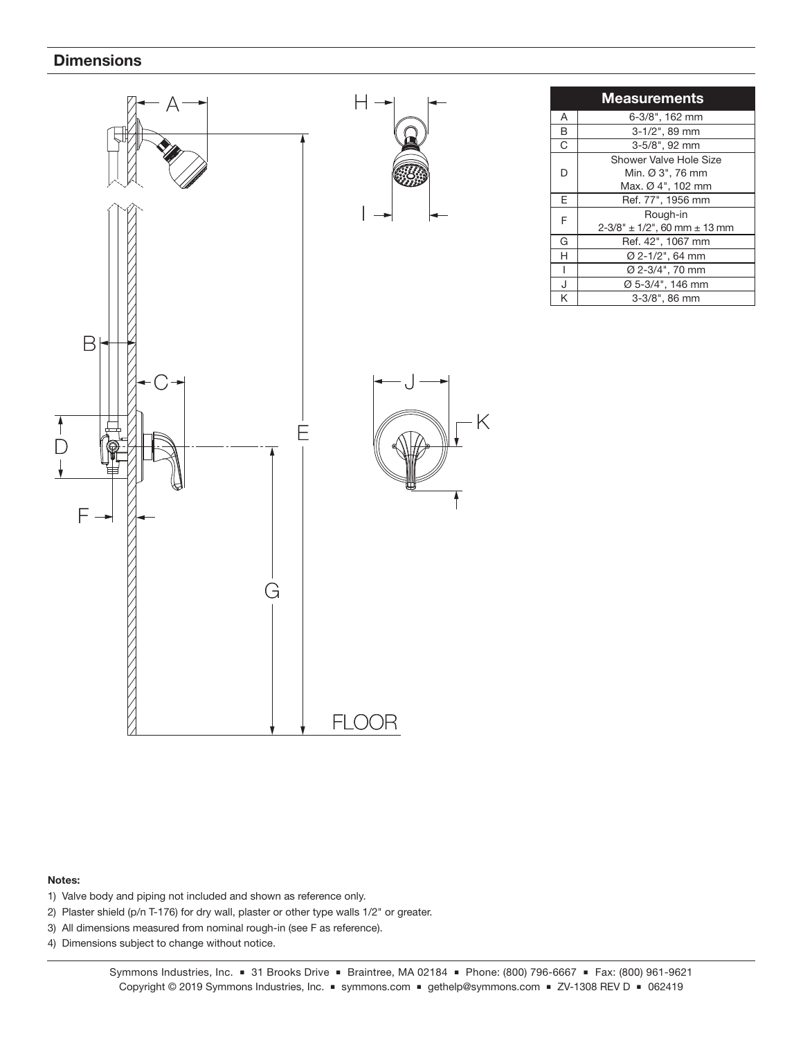## Dimensions

A

H

I

B

C

D

E

F

G

J

K

FLOOR

| | Measurements |
|---|---|
| A | 6-3/8", 162 mm |
| B | 3-1/2", 89 mm |
| C | 3-5/8", 92 mm |
| D | Shower Valve Hole Size<br>Min. Ø 3", 76 mm<br>Max. Ø 4", 102 mm |
| E | Ref. 77", 1956 mm |
| F | Rough-in<br>2-3/8" ± 1/2", 60 mm ± 13 mm |
| G | Ref. 42", 1067 mm |
| H | Ø 2-1/2", 64 mm |
| I | Ø 2-3/4", 70 mm |
| J | Ø 5-3/4", 146 mm |
| K | 3-3/8", 86 mm |

**Notes:**

1) Valve body and piping not included and shown as reference only.
2) Plaster shield (p/n T-176) for dry wall, plaster or other type walls 1/2" or greater.
3) All dimensions measured from nominal rough-in (see F as reference).
4) Dimensions subject to change without notice.

Symmons Industries, Inc. ▪ 31 Brooks Drive ▪ Braintree, MA 02184 ▪ Phone: (800) 796-6667 ▪ Fax: (800) 961-9621
Copyright © 2019 Symmons Industries, Inc. ▪ symmons.com ▪ gethelp@symmons.com ▪ ZV-1308 REV D ▪ 062419